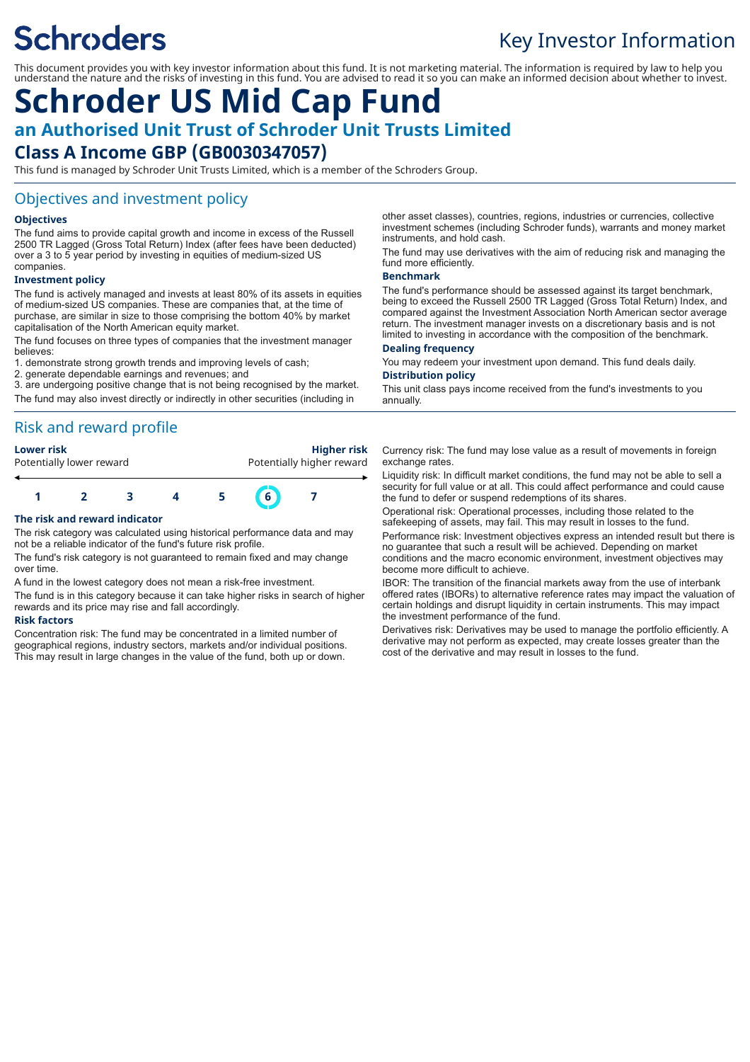Schroders

Key Investor Information

This document provides you with key investor information about this fund. It is not marketing material. The information is required by law to help you understand the nature and the risks of investing in this fund. You are advised to read it so you can make an informed decision about whether to invest.

# Schroder US Mid Cap Fund

## an Authorised Unit Trust of Schroder Unit Trusts Limited

## Class A Income GBP (GB0030347057)

This fund is managed by Schroder Unit Trusts Limited, which is a member of the Schroders Group.

## Objectives and investment policy

### Objectives

The fund aims to provide capital growth and income in excess of the Russell 2500 TR Lagged (Gross Total Return) Index (after fees have been deducted) over a 3 to 5 year period by investing in equities of medium-sized US companies.

### Investment policy

The fund is actively managed and invests at least 80% of its assets in equities of medium-sized US companies. These are companies that, at the time of purchase, are similar in size to those comprising the bottom 40% by market capitalisation of the North American equity market.

The fund focuses on three types of companies that the investment manager believes:

1. demonstrate strong growth trends and improving levels of cash;
2. generate dependable earnings and revenues; and
3. are undergoing positive change that is not being recognised by the market.

The fund may also invest directly or indirectly in other securities (including in other asset classes), countries, regions, industries or currencies, collective investment schemes (including Schroder funds), warrants and money market instruments, and hold cash.

The fund may use derivatives with the aim of reducing risk and managing the fund more efficiently.

### Benchmark

The fund's performance should be assessed against its target benchmark, being to exceed the Russell 2500 TR Lagged (Gross Total Return) Index, and compared against the Investment Association North American sector average return. The investment manager invests on a discretionary basis and is not limited to investing in accordance with the composition of the benchmark.

### Dealing frequency

You may redeem your investment upon demand. This fund deals daily.

### Distribution policy

This unit class pays income received from the fund's investments to you annually.

## Risk and reward profile

| Lower risk | | | | | | Higher risk |
|---|---|---|---|---|---|---|
| Potentially lower reward | | | | | | Potentially higher reward |
| 1 | 2 | 3 | 4 | 5 | **6** | 7 |

### The risk and reward indicator

The risk category was calculated using historical performance data and may not be a reliable indicator of the fund's future risk profile.

The fund's risk category is not guaranteed to remain fixed and may change over time.

A fund in the lowest category does not mean a risk-free investment.

The fund is in this category because it can take higher risks in search of higher rewards and its price may rise and fall accordingly.

### Risk factors

Concentration risk: The fund may be concentrated in a limited number of geographical regions, industry sectors, markets and/or individual positions. This may result in large changes in the value of the fund, both up or down.

Currency risk: The fund may lose value as a result of movements in foreign exchange rates.

Liquidity risk: In difficult market conditions, the fund may not be able to sell a security for full value or at all. This could affect performance and could cause the fund to defer or suspend redemptions of its shares.

Operational risk: Operational processes, including those related to the safekeeping of assets, may fail. This may result in losses to the fund.

Performance risk: Investment objectives express an intended result but there is no guarantee that such a result will be achieved. Depending on market conditions and the macro economic environment, investment objectives may become more difficult to achieve.

IBOR: The transition of the financial markets away from the use of interbank offered rates (IBORs) to alternative reference rates may impact the valuation of certain holdings and disrupt liquidity in certain instruments. This may impact the investment performance of the fund.

Derivatives risk: Derivatives may be used to manage the portfolio efficiently. A derivative may not perform as expected, may create losses greater than the cost of the derivative and may result in losses to the fund.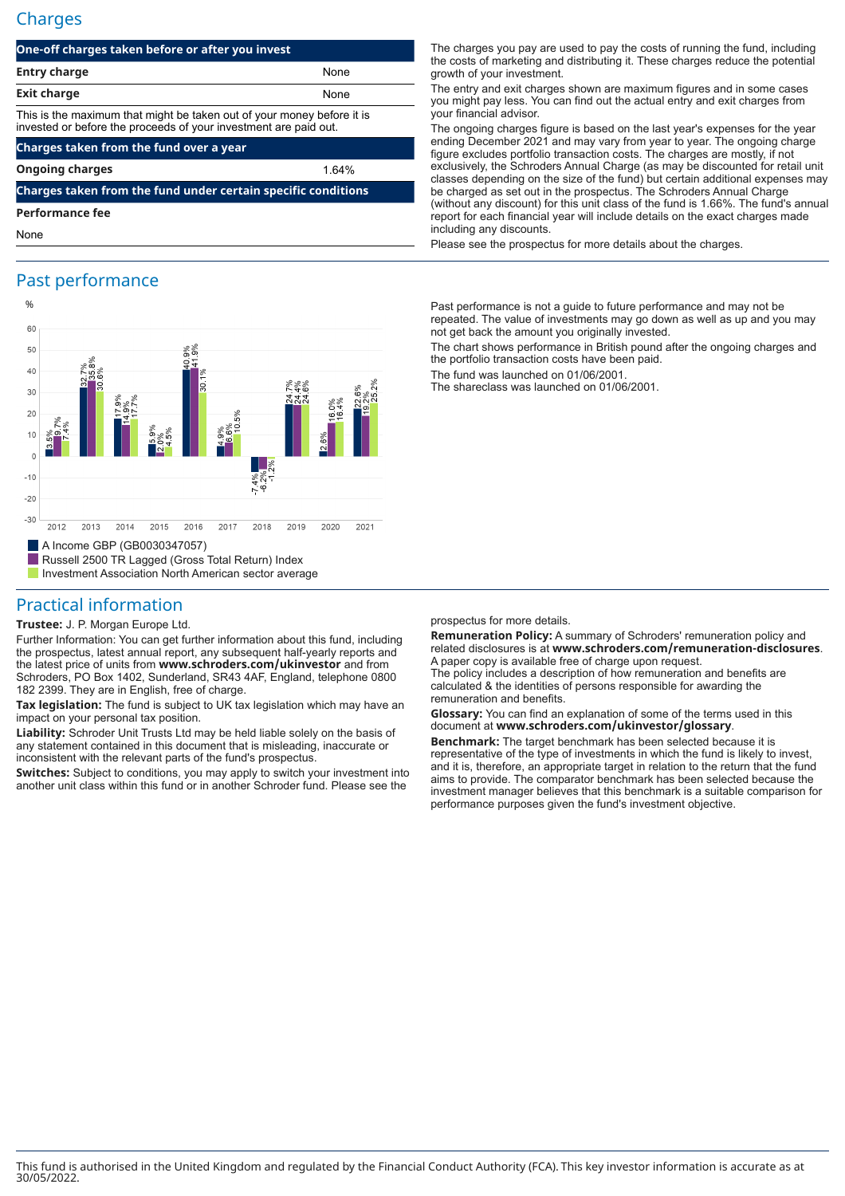## Charges

| One-off charges taken before or after you invest | |
|---|---|
| **Entry charge** | None |
| **Exit charge** | None |
| This is the maximum that might be taken out of your money before it is invested or before the proceeds of your investment are paid out. | |
| **Charges taken from the fund over a year** | |
| **Ongoing charges** | 1.64% |
| **Charges taken from the fund under certain specific conditions** | |
| **Performance fee** | |
| None | |

The charges you pay are used to pay the costs of running the fund, including the costs of marketing and distributing it. These charges reduce the potential growth of your investment.

The entry and exit charges shown are maximum figures and in some cases you might pay less. You can find out the actual entry and exit charges from your financial advisor.

The ongoing charges figure is based on the last year's expenses for the year ending December 2021 and may vary from year to year. The ongoing charge figure excludes portfolio transaction costs. The charges are mostly, if not exclusively, the Schroders Annual Charge (as may be discounted for retail unit classes depending on the size of the fund) but certain additional expenses may be charged as set out in the prospectus. The Schroders Annual Charge (without any discount) for this unit class of the fund is 1.66%. The fund's annual report for each financial year will include details on the exact charges made including any discounts.

Please see the prospectus for more details about the charges.

## Past performance

%

60
50
40
30
20
10
0
-10
-20
-30

2012: 3.5% 9.7% 7.4%
2013: 32.7% 35.8% 30.6%
2014: 17.9% 14.9% 17.7%
2015: 5.9% 2.0% 4.5%
2016: 40.9% 41.9% 30.1%
2017: 4.9% 6.6% 10.5%
2018: -7.4% -6.2% -1.2%
2019: 24.7% 24.4% 24.6%
2020: 2.6% 16.0% 16.4%
2021: 22.6% 19.2% 25.2%

A Income GBP (GB0030347057)
Russell 2500 TR Lagged (Gross Total Return) Index
Investment Association North American sector average

Past performance is not a guide to future performance and may not be repeated. The value of investments may go down as well as up and you may not get back the amount you originally invested.

The chart shows performance in British pound after the ongoing charges and the portfolio transaction costs have been paid.

The fund was launched on 01/06/2001.
The shareclass was launched on 01/06/2001.

## Practical information

**Trustee:** J. P. Morgan Europe Ltd.

Further Information: You can get further information about this fund, including the prospectus, latest annual report, any subsequent half-yearly reports and the latest price of units from **www.schroders.com/ukinvestor** and from Schroders, PO Box 1402, Sunderland, SR43 4AF, England, telephone 0800 182 2399. They are in English, free of charge.

**Tax legislation:** The fund is subject to UK tax legislation which may have an impact on your personal tax position.

**Liability:** Schroder Unit Trusts Ltd may be held liable solely on the basis of any statement contained in this document that is misleading, inaccurate or inconsistent with the relevant parts of the fund's prospectus.

**Switches:** Subject to conditions, you may apply to switch your investment into another unit class within this fund or in another Schroder fund. Please see the prospectus for more details.

**Remuneration Policy:** A summary of Schroders' remuneration policy and related disclosures is at **www.schroders.com/remuneration-disclosures**. A paper copy is available free of charge upon request.
The policy includes a description of how remuneration and benefits are calculated & the identities of persons responsible for awarding the remuneration and benefits.

**Glossary:** You can find an explanation of some of the terms used in this document at **www.schroders.com/ukinvestor/glossary**.

**Benchmark:** The target benchmark has been selected because it is representative of the type of investments in which the fund is likely to invest, and it is, therefore, an appropriate target in relation to the return that the fund aims to provide. The comparator benchmark has been selected because the investment manager believes that this benchmark is a suitable comparison for performance purposes given the fund's investment objective.

This fund is authorised in the United Kingdom and regulated by the Financial Conduct Authority (FCA). This key investor information is accurate as at 30/05/2022.